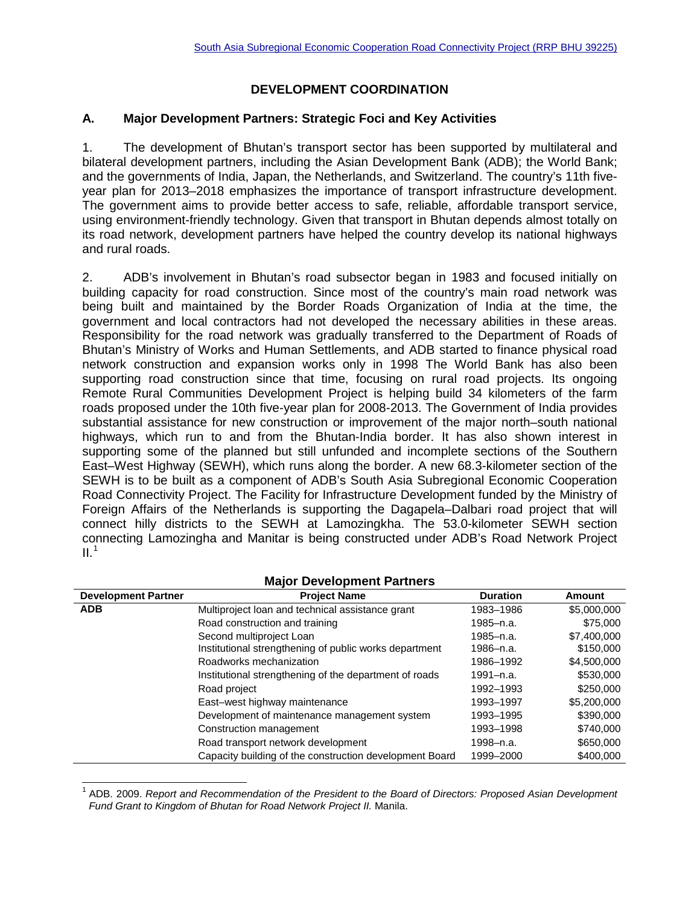# DEVELOPMENT COORDINATION

## A. Major Development Partners: Strategic Foci and Key Activities

1. The development of Bhutan's transport sector has been supported by multilateral and bilateral development partners, including the Asian Development Bank (ADB); the World Bank; and the governments of India, Japan, the Netherlands, and Switzerland. The country's 11th five-year plan for 2013–2018 emphasizes the importance of transport infrastructure development. The government aims to provide better access to safe, reliable, affordable transport service, using environment-friendly technology. Given that transport in Bhutan depends almost totally on its road network, development partners have helped the country develop its national highways and rural roads.

2. ADB's involvement in Bhutan's road subsector began in 1983 and focused initially on building capacity for road construction. Since most of the country's main road network was being built and maintained by the Border Roads Organization of India at the time, the government and local contractors had not developed the necessary abilities in these areas. Responsibility for the road network was gradually transferred to the Department of Roads of Bhutan's Ministry of Works and Human Settlements, and ADB started to finance physical road network construction and expansion works only in 1998 The World Bank has also been supporting road construction since that time, focusing on rural road projects. Its ongoing Remote Rural Communities Development Project is helping build 34 kilometers of the farm roads proposed under the 10th five-year plan for 2008-2013. The Government of India provides substantial assistance for new construction or improvement of the major north–south national highways, which run to and from the Bhutan-India border. It has also shown interest in supporting some of the planned but still unfunded and incomplete sections of the Southern East–West Highway (SEWH), which runs along the border. A new 68.3-kilometer section of the SEWH is to be built as a component of ADB's South Asia Subregional Economic Cooperation Road Connectivity Project. The Facility for Infrastructure Development funded by the Ministry of Foreign Affairs of the Netherlands is supporting the Dagapela–Dalbari road project that will connect hilly districts to the SEWH at Lamozingkha. The 53.0-kilometer SEWH section connecting Lamozingha and Manitar is being constructed under ADB's Road Network Project II.[1]

**Major Development Partners**

| Development Partner | Project Name | Duration | Amount |
|---|---|---|---|
| **ADB** | Multiproject loan and technical assistance grant | 1983–1986 | $5,000,000 |
| | Road construction and training | 1985–n.a. | $75,000 |
| | Second multiproject Loan | 1985–n.a. | $7,400,000 |
| | Institutional strengthening of public works department | 1986–n.a. | $150,000 |
| | Roadworks mechanization | 1986–1992 | $4,500,000 |
| | Institutional strengthening of the department of roads | 1991–n.a. | $530,000 |
| | Road project | 1992–1993 | $250,000 |
| | East–west highway maintenance | 1993–1997 | $5,200,000 |
| | Development of maintenance management system | 1993–1995 | $390,000 |
| | Construction management | 1993–1998 | $740,000 |
| | Road transport network development | 1998–n.a. | $650,000 |
| | Capacity building of the construction development Board | 1999–2000 | $400,000 |

[1] ADB. 2009. *Report and Recommendation of the President to the Board of Directors: Proposed Asian Development Fund Grant to Kingdom of Bhutan for Road Network Project II.* Manila.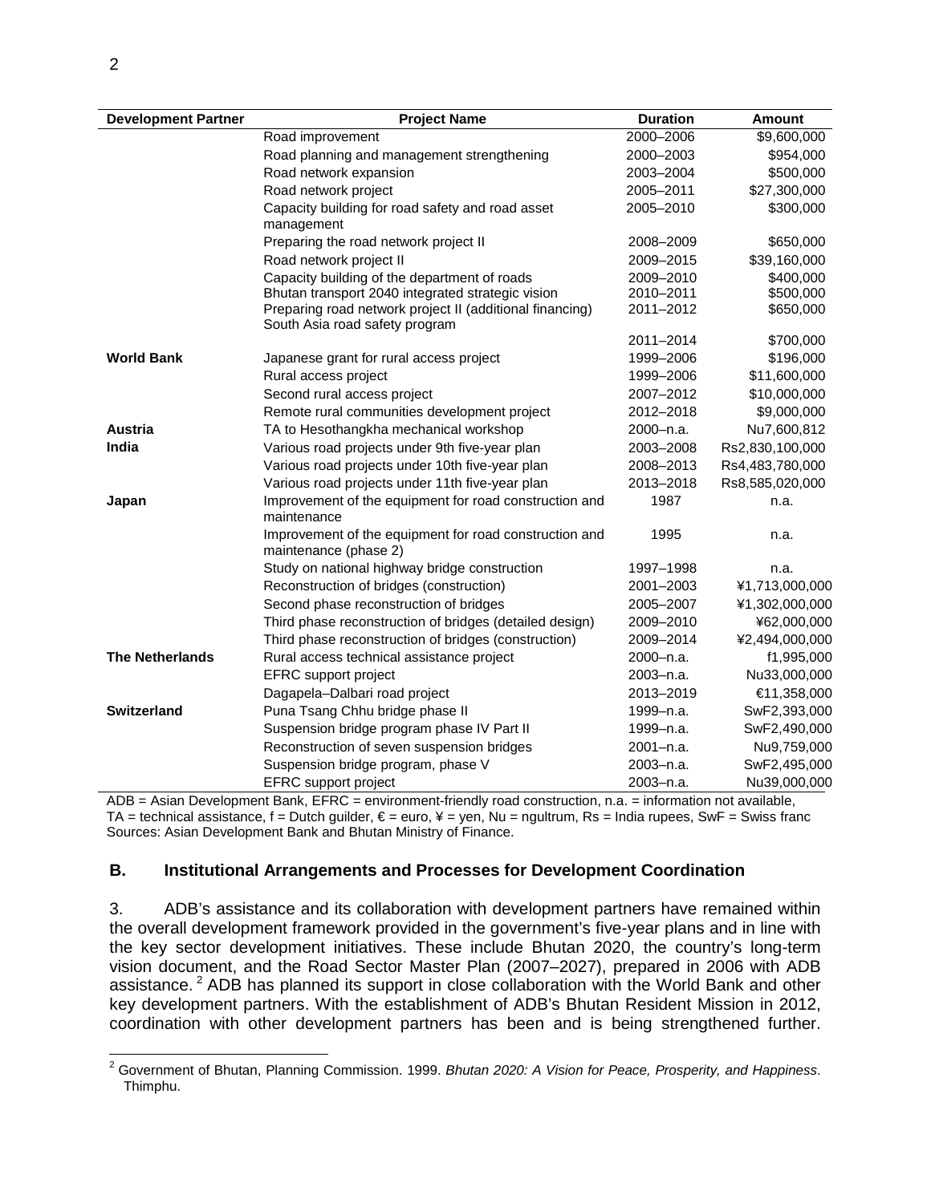| Development Partner | Project Name | Duration | Amount |
|---|---|---|---|
| | Road improvement | 2000–2006 | $9,600,000 |
| | Road planning and management strengthening | 2000–2003 | $954,000 |
| | Road network expansion | 2003–2004 | $500,000 |
| | Road network project | 2005–2011 | $27,300,000 |
| | Capacity building for road safety and road asset management | 2005–2010 | $300,000 |
| | Preparing the road network project II | 2008–2009 | $650,000 |
| | Road network project II | 2009–2015 | $39,160,000 |
| | Capacity building of the department of roads | 2009–2010 | $400,000 |
| | Bhutan transport 2040 integrated strategic vision | 2010–2011 | $500,000 |
| | Preparing road network project II (additional financing) | 2011–2012 | $650,000 |
| | South Asia road safety program | 2011–2014 | $700,000 |
| **World Bank** | Japanese grant for rural access project | 1999–2006 | $196,000 |
| | Rural access project | 1999–2006 | $11,600,000 |
| | Second rural access project | 2007–2012 | $10,000,000 |
| | Remote rural communities development project | 2012–2018 | $9,000,000 |
| **Austria** | TA to Hesothangkha mechanical workshop | 2000–n.a. | Nu7,600,812 |
| **India** | Various road projects under 9th five-year plan | 2003–2008 | Rs2,830,100,000 |
| | Various road projects under 10th five-year plan | 2008–2013 | Rs4,483,780,000 |
| | Various road projects under 11th five-year plan | 2013–2018 | Rs8,585,020,000 |
| **Japan** | Improvement of the equipment for road construction and maintenance | 1987 | n.a. |
| | Improvement of the equipment for road construction and maintenance (phase 2) | 1995 | n.a. |
| | Study on national highway bridge construction | 1997–1998 | n.a. |
| | Reconstruction of bridges (construction) | 2001–2003 | ¥1,713,000,000 |
| | Second phase reconstruction of bridges | 2005–2007 | ¥1,302,000,000 |
| | Third phase reconstruction of bridges (detailed design) | 2009–2010 | ¥62,000,000 |
| | Third phase reconstruction of bridges (construction) | 2009–2014 | ¥2,494,000,000 |
| **The Netherlands** | Rural access technical assistance project | 2000–n.a. | f1,995,000 |
| | EFRC support project | 2003–n.a. | Nu33,000,000 |
| | Dagapela–Dalbari road project | 2013–2019 | €11,358,000 |
| **Switzerland** | Puna Tsang Chhu bridge phase II | 1999–n.a. | SwF2,393,000 |
| | Suspension bridge program phase IV Part II | 1999–n.a. | SwF2,490,000 |
| | Reconstruction of seven suspension bridges | 2001–n.a. | Nu9,759,000 |
| | Suspension bridge program, phase V | 2003–n.a. | SwF2,495,000 |
| | EFRC support project | 2003–n.a. | Nu39,000,000 |

ADB = Asian Development Bank, EFRC = environment-friendly road construction, n.a. = information not available, TA = technical assistance, f = Dutch guilder, € = euro, ¥ = yen, Nu = ngultrum, Rs = India rupees, SwF = Swiss franc
Sources: Asian Development Bank and Bhutan Ministry of Finance.

## B. Institutional Arrangements and Processes for Development Coordination

3. ADB's assistance and its collaboration with development partners have remained within the overall development framework provided in the government's five-year plans and in line with the key sector development initiatives. These include Bhutan 2020, the country's long-term vision document, and the Road Sector Master Plan (2007–2027), prepared in 2006 with ADB assistance.[2] ADB has planned its support in close collaboration with the World Bank and other key development partners. With the establishment of ADB's Bhutan Resident Mission in 2012, coordination with other development partners has been and is being strengthened further.

[2] Government of Bhutan, Planning Commission. 1999. *Bhutan 2020: A Vision for Peace, Prosperity, and Happiness*. Thimphu.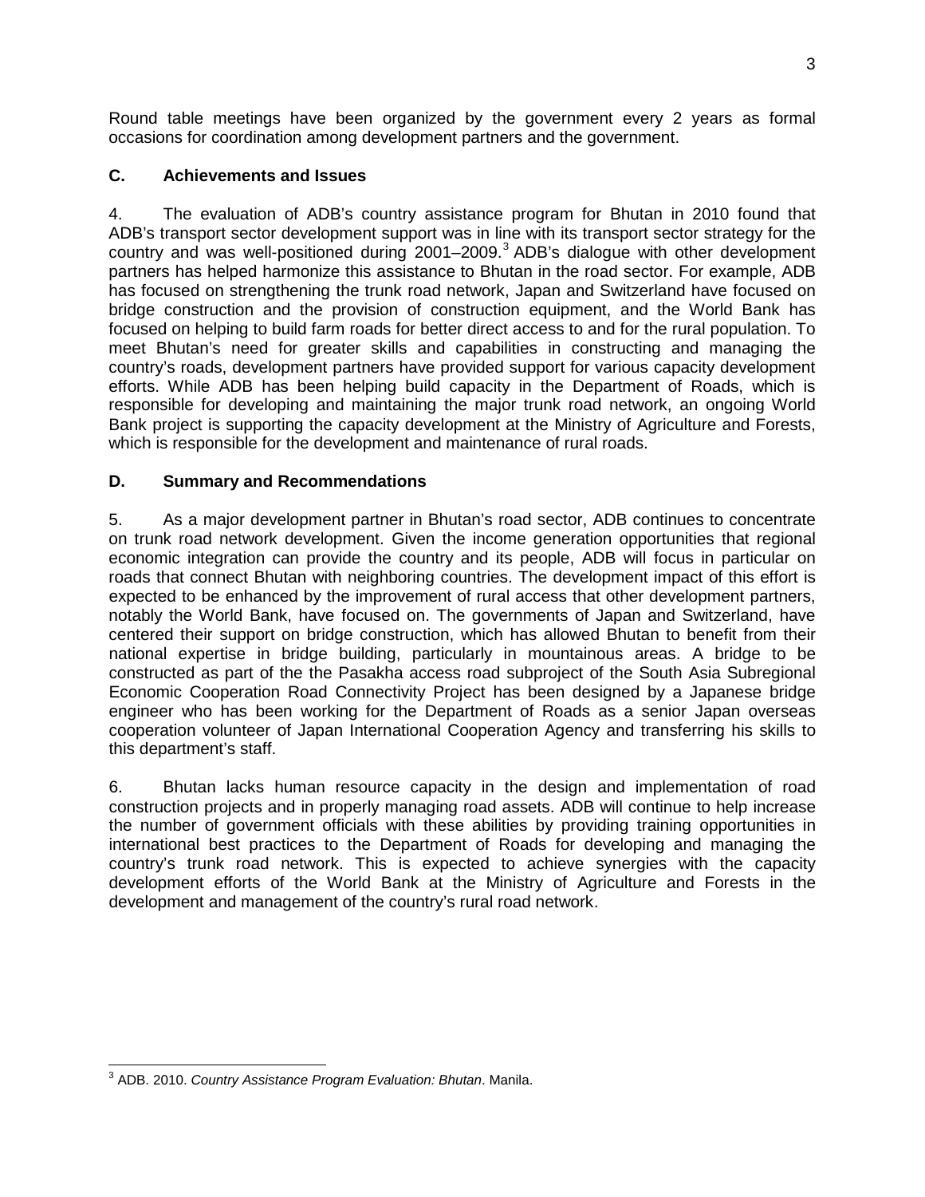Round table meetings have been organized by the government every 2 years as formal occasions for coordination among development partners and the government.

## C. Achievements and Issues

4. The evaluation of ADB's country assistance program for Bhutan in 2010 found that ADB's transport sector development support was in line with its transport sector strategy for the country and was well-positioned during 2001–2009.[3] ADB's dialogue with other development partners has helped harmonize this assistance to Bhutan in the road sector. For example, ADB has focused on strengthening the trunk road network, Japan and Switzerland have focused on bridge construction and the provision of construction equipment, and the World Bank has focused on helping to build farm roads for better direct access to and for the rural population. To meet Bhutan's need for greater skills and capabilities in constructing and managing the country's roads, development partners have provided support for various capacity development efforts. While ADB has been helping build capacity in the Department of Roads, which is responsible for developing and maintaining the major trunk road network, an ongoing World Bank project is supporting the capacity development at the Ministry of Agriculture and Forests, which is responsible for the development and maintenance of rural roads.

## D. Summary and Recommendations

5. As a major development partner in Bhutan's road sector, ADB continues to concentrate on trunk road network development. Given the income generation opportunities that regional economic integration can provide the country and its people, ADB will focus in particular on roads that connect Bhutan with neighboring countries. The development impact of this effort is expected to be enhanced by the improvement of rural access that other development partners, notably the World Bank, have focused on. The governments of Japan and Switzerland, have centered their support on bridge construction, which has allowed Bhutan to benefit from their national expertise in bridge building, particularly in mountainous areas. A bridge to be constructed as part of the the Pasakha access road subproject of the South Asia Subregional Economic Cooperation Road Connectivity Project has been designed by a Japanese bridge engineer who has been working for the Department of Roads as a senior Japan overseas cooperation volunteer of Japan International Cooperation Agency and transferring his skills to this department's staff.

6. Bhutan lacks human resource capacity in the design and implementation of road construction projects and in properly managing road assets. ADB will continue to help increase the number of government officials with these abilities by providing training opportunities in international best practices to the Department of Roads for developing and managing the country's trunk road network. This is expected to achieve synergies with the capacity development efforts of the World Bank at the Ministry of Agriculture and Forests in the development and management of the country's rural road network.

---

[3] ADB. 2010. *Country Assistance Program Evaluation: Bhutan*. Manila.